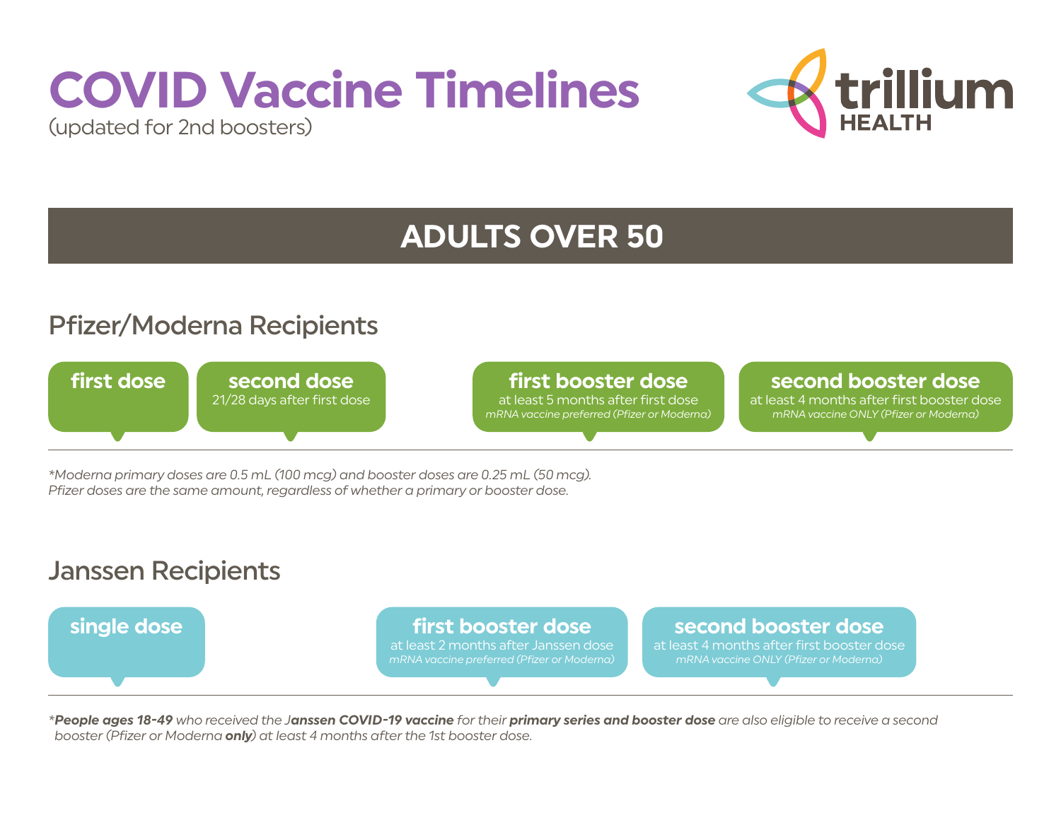# COVID Vaccine Timelines

(updated for 2nd boosters)

trillium HEALTH

## ADULTS OVER 50

### Pfizer/Moderna Recipients

**first dose**

**second dose**
21/28 days after first dose

**first booster dose**
at least 5 months after first dose
*mRNA vaccine preferred (Pfizer or Moderna)*

**second booster dose**
at least 4 months after first booster dose
*mRNA vaccine ONLY (Pfizer or Moderna)*

*\*Moderna primary doses are 0.5 mL (100 mcg) and booster doses are 0.25 mL (50 mcg).
Pfizer doses are the same amount, regardless of whether a primary or booster dose.*

### Janssen Recipients

**single dose**

**first booster dose**
at least 2 months after Janssen dose
*mRNA vaccine preferred (Pfizer or Moderna)*

**second booster dose**
at least 4 months after first booster dose
*mRNA vaccine ONLY (Pfizer or Moderna)*

*\****People ages 18-49*** *who received the J****anssen COVID-19 vaccine*** *for their* ***primary series and booster dose*** *are also eligible to receive a second booster (Pfizer or Moderna* ***only****) at least 4 months after the 1st booster dose.*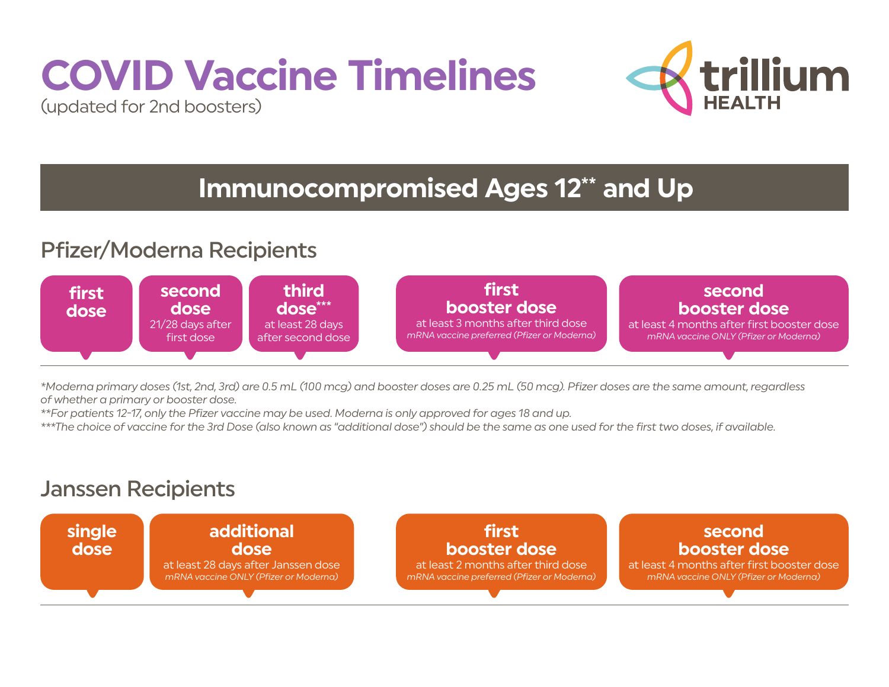# COVID Vaccine Timelines

(updated for 2nd boosters)

trillium HEALTH

## Immunocompromised Ages 12** and Up

### Pfizer/Moderna Recipients

**first dose**

**second dose**
21/28 days after first dose

**third dose*****
at least 28 days after second dose

**first booster dose**
at least 3 months after third dose
*mRNA vaccine preferred (Pfizer or Moderna)*

**second booster dose**
at least 4 months after first booster dose
*mRNA vaccine ONLY (Pfizer or Moderna)*

*\*Moderna primary doses (1st, 2nd, 3rd) are 0.5 mL (100 mcg) and booster doses are 0.25 mL (50 mcg). Pfizer doses are the same amount, regardless of whether a primary or booster dose.*

*\*\*For patients 12-17, only the Pfizer vaccine may be used. Moderna is only approved for ages 18 and up.*

*\*\*\*The choice of vaccine for the 3rd Dose (also known as "additional dose") should be the same as one used for the first two doses, if available.*

### Janssen Recipients

**single dose**

**additional dose**
at least 28 days after Janssen dose
*mRNA vaccine ONLY (Pfizer or Moderna)*

**first booster dose**
at least 2 months after third dose
*mRNA vaccine preferred (Pfizer or Moderna)*

**second booster dose**
at least 4 months after first booster dose
*mRNA vaccine ONLY (Pfizer or Moderna)*